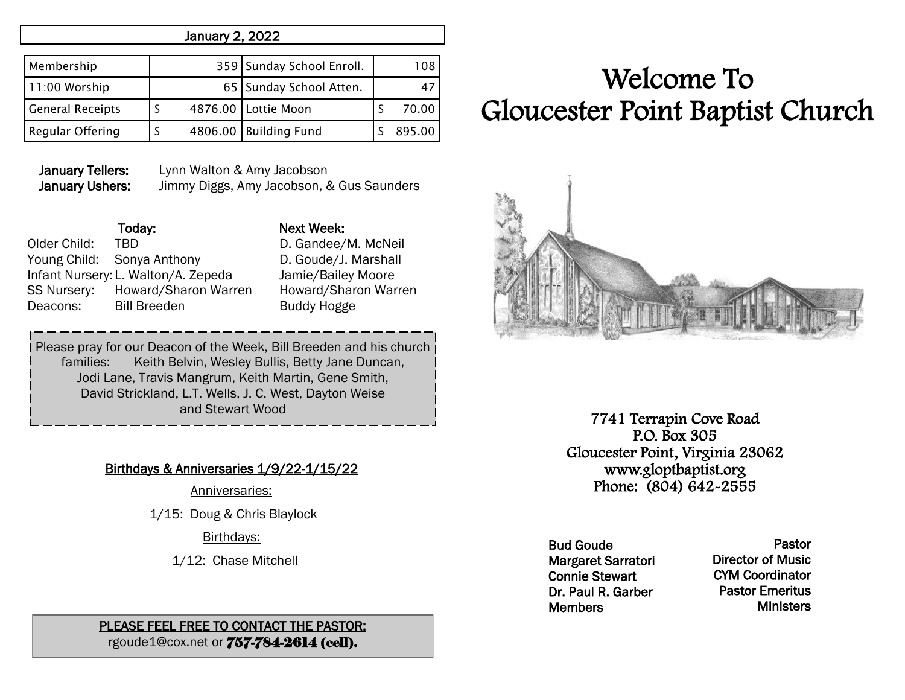## January 2, 2022

| Membership | 359 | Sunday School Enroll. | 108 |
|---|---|---|---|
| 11:00 Worship | 65 | Sunday School Atten. | 47 |
| General Receipts | $ 4876.00 | Lottie Moon | $ 70.00 |
| Regular Offering | $ 4806.00 | Building Fund | $ 895.00 |

**January Tellers:** Lynn Walton & Amy Jacobson
**January Ushers:** Jimmy Diggs, Amy Jacobson, & Gus Saunders

| | Today: | Next Week: |
|---|---|---|
| Older Child: | TBD | D. Gandee/M. McNeil |
| Young Child: | Sonya Anthony | D. Goude/J. Marshall |
| Infant Nursery: | L. Walton/A. Zepeda | Jamie/Bailey Moore |
| SS Nursery: | Howard/Sharon Warren | Howard/Sharon Warren |
| Deacons: | Bill Breeden | Buddy Hogge |

Please pray for our Deacon of the Week, Bill Breeden and his church families: Keith Belvin, Wesley Bullis, Betty Jane Duncan, Jodi Lane, Travis Mangrum, Keith Martin, Gene Smith, David Strickland, L.T. Wells, J. C. West, Dayton Weise and Stewart Wood

### Birthdays & Anniversaries 1/9/22-1/15/22

Anniversaries:

1/15: Doug & Chris Blaylock

Birthdays:

1/12: Chase Mitchell

**PLEASE FEEL FREE TO CONTACT THE PASTOR:**
rgoude1@cox.net or **757-784-2614 (cell).**

# Welcome To Gloucester Point Baptist Church

7741 Terrapin Cove Road
P.O. Box 305
Gloucester Point, Virginia 23062
www.gloptbaptist.org
Phone: (804) 642-2555

| | |
|---|---|
| Bud Goude | Pastor |
| Margaret Sarratori | Director of Music |
| Connie Stewart | CYM Coordinator |
| Dr. Paul R. Garber | Pastor Emeritus |
| Members | Ministers |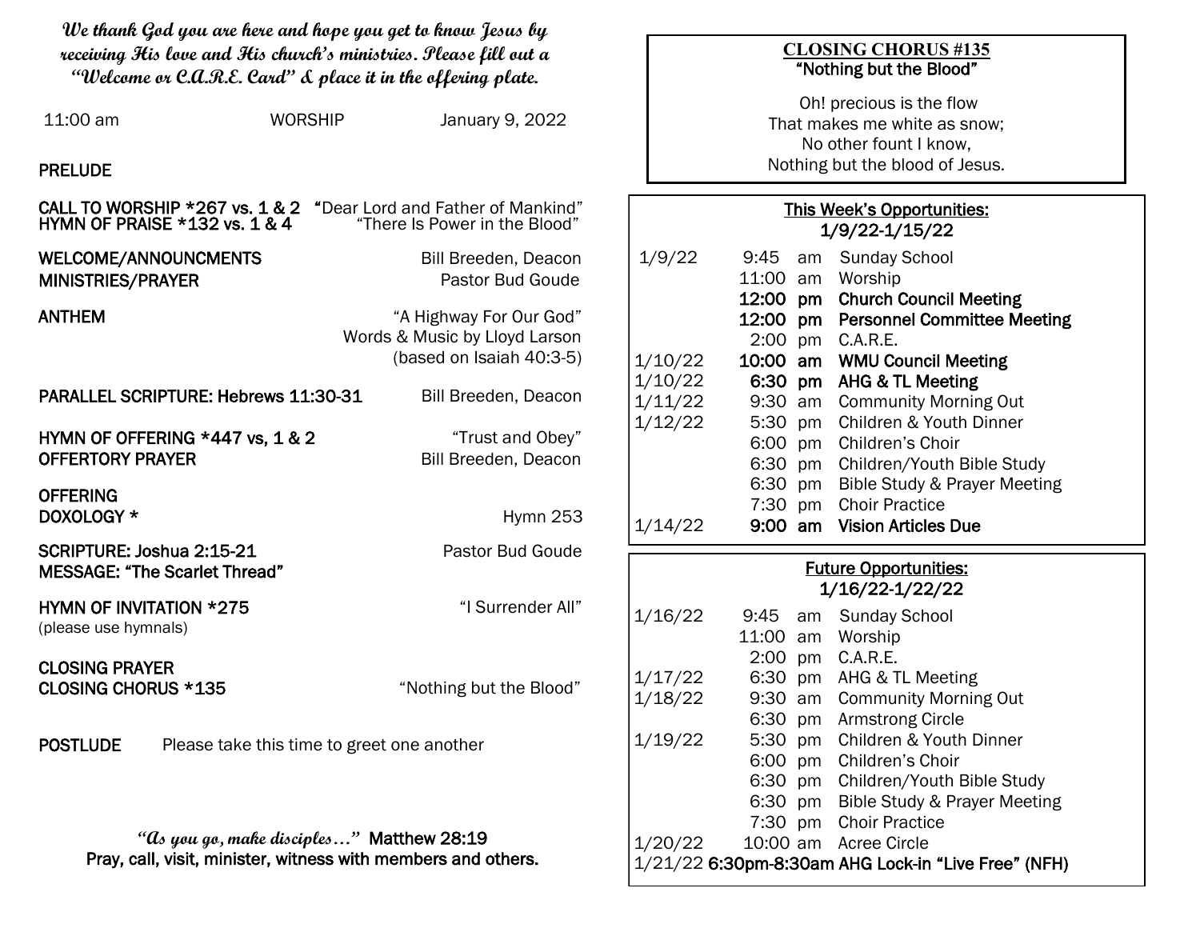***We thank God you are here and hope you get to know Jesus by receiving His love and His church's ministries. Please fill out a "Welcome or C.A.R.E. Card" & place it in the offering plate.***

11:00 am WORSHIP January 9, 2022

**PRELUDE**

**CALL TO WORSHIP *267 vs. 1 & 2** "Dear Lord and Father of Mankind"
**HYMN OF PRAISE *132 vs. 1 & 4** "There Is Power in the Blood"

**WELCOME/ANNOUNCMENTS** Bill Breeden, Deacon
**MINISTRIES/PRAYER** Pastor Bud Goude

**ANTHEM** "A Highway For Our God"
Words & Music by Lloyd Larson
(based on Isaiah 40:3-5)

**PARALLEL SCRIPTURE: Hebrews 11:30-31** Bill Breeden, Deacon

**HYMN OF OFFERING *447 vs, 1 & 2** "Trust and Obey"
**OFFERTORY PRAYER** Bill Breeden, Deacon

**OFFERING**
**DOXOLOGY *** Hymn 253

**SCRIPTURE: Joshua 2:15-21** Pastor Bud Goude
**MESSAGE: "The Scarlet Thread"**

**HYMN OF INVITATION *275** "I Surrender All"
(please use hymnals)

**CLOSING PRAYER**
**CLOSING CHORUS *135** "Nothing but the Blood"

**POSTLUDE** Please take this time to greet one another

***"As you go, make disciples…"*** Matthew 28:19
Pray, call, visit, minister, witness with members and others.

---

**CLOSING CHORUS #135**
"Nothing but the Blood"

Oh! precious is the flow
That makes me white as snow;
No other fount I know,
Nothing but the blood of Jesus.

---

**This Week's Opportunities:**
**1/9/22-1/15/22**

| | | |
|---|---|---|
| 1/9/22 | 9:45 am | Sunday School |
| | 11:00 am | Worship |
| | **12:00 pm** | **Church Council Meeting** |
| | **12:00 pm** | **Personnel Committee Meeting** |
| | 2:00 pm | C.A.R.E. |
| 1/10/22 | **10:00 am** | **WMU Council Meeting** |
| 1/10/22 | **6:30 pm** | **AHG & TL Meeting** |
| 1/11/22 | 9:30 am | Community Morning Out |
| 1/12/22 | 5:30 pm | Children & Youth Dinner |
| | 6:00 pm | Children's Choir |
| | 6:30 pm | Children/Youth Bible Study |
| | 6:30 pm | Bible Study & Prayer Meeting |
| | 7:30 pm | Choir Practice |
| 1/14/22 | **9:00 am** | **Vision Articles Due** |

**Future Opportunities:**
**1/16/22-1/22/22**

| | | |
|---|---|---|
| 1/16/22 | 9:45 am | Sunday School |
| | 11:00 am | Worship |
| | 2:00 pm | C.A.R.E. |
| 1/17/22 | 6:30 pm | AHG & TL Meeting |
| 1/18/22 | 9:30 am | Community Morning Out |
| | 6:30 pm | Armstrong Circle |
| 1/19/22 | 5:30 pm | Children & Youth Dinner |
| | 6:00 pm | Children's Choir |
| | 6:30 pm | Children/Youth Bible Study |
| | 6:30 pm | Bible Study & Prayer Meeting |
| | 7:30 pm | Choir Practice |
| 1/20/22 | 10:00 am | Acree Circle |
| 1/21/22 | **6:30pm-8:30am** | **AHG Lock-in "Live Free" (NFH)** |